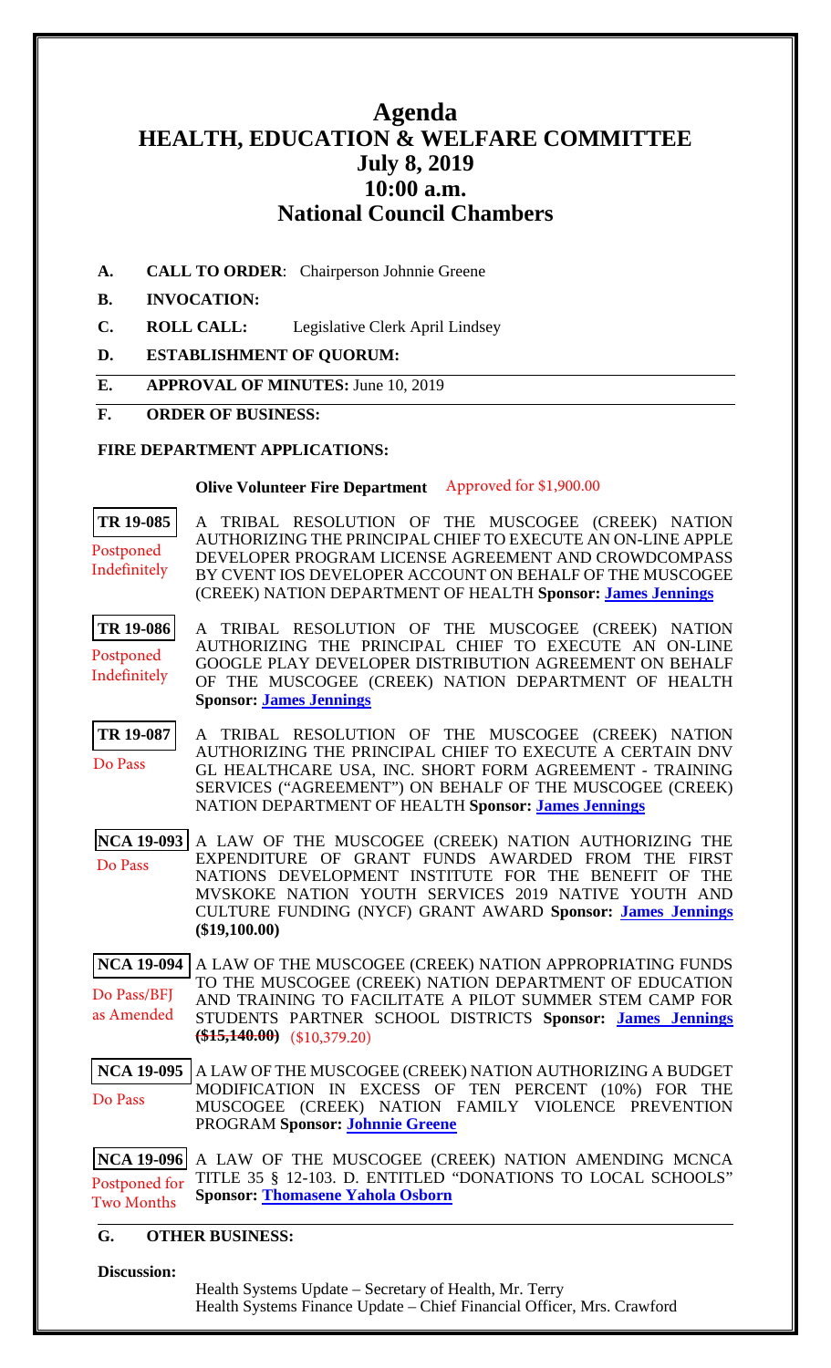# Agenda
# HEALTH, EDUCATION & WELFARE COMMITTEE
## July 8, 2019
## 10:00 a.m.
## National Council Chambers

**A. CALL TO ORDER**: Chairperson Johnnie Greene

**B. INVOCATION:**

**C. ROLL CALL:** Legislative Clerk April Lindsey

**D. ESTABLISHMENT OF QUORUM:**

**E. APPROVAL OF MINUTES:** June 10, 2019

**F. ORDER OF BUSINESS:**

**FIRE DEPARTMENT APPLICATIONS:**

**Olive Volunteer Fire Department** Approved for $1,900.00

**TR 19-085** — Postponed Indefinitely

A TRIBAL RESOLUTION OF THE MUSCOGEE (CREEK) NATION AUTHORIZING THE PRINCIPAL CHIEF TO EXECUTE AN ON-LINE APPLE DEVELOPER PROGRAM LICENSE AGREEMENT AND CROWDCOMPASS BY CVENT IOS DEVELOPER ACCOUNT ON BEHALF OF THE MUSCOGEE (CREEK) NATION DEPARTMENT OF HEALTH **Sponsor: James Jennings**

**TR 19-086** — Postponed Indefinitely

A TRIBAL RESOLUTION OF THE MUSCOGEE (CREEK) NATION AUTHORIZING THE PRINCIPAL CHIEF TO EXECUTE AN ON-LINE GOOGLE PLAY DEVELOPER DISTRIBUTION AGREEMENT ON BEHALF OF THE MUSCOGEE (CREEK) NATION DEPARTMENT OF HEALTH **Sponsor: James Jennings**

**TR 19-087** — Do Pass

A TRIBAL RESOLUTION OF THE MUSCOGEE (CREEK) NATION AUTHORIZING THE PRINCIPAL CHIEF TO EXECUTE A CERTAIN DNV GL HEALTHCARE USA, INC. SHORT FORM AGREEMENT - TRAINING SERVICES ("AGREEMENT") ON BEHALF OF THE MUSCOGEE (CREEK) NATION DEPARTMENT OF HEALTH **Sponsor: James Jennings**

**NCA 19-093** — Do Pass

A LAW OF THE MUSCOGEE (CREEK) NATION AUTHORIZING THE EXPENDITURE OF GRANT FUNDS AWARDED FROM THE FIRST NATIONS DEVELOPMENT INSTITUTE FOR THE BENEFIT OF THE MVSKOKE NATION YOUTH SERVICES 2019 NATIVE YOUTH AND CULTURE FUNDING (NYCF) GRANT AWARD **Sponsor: James Jennings ($19,100.00)**

**NCA 19-094** — Do Pass/BFJ as Amended

A LAW OF THE MUSCOGEE (CREEK) NATION APPROPRIATING FUNDS TO THE MUSCOGEE (CREEK) NATION DEPARTMENT OF EDUCATION AND TRAINING TO FACILITATE A PILOT SUMMER STEM CAMP FOR STUDENTS PARTNER SCHOOL DISTRICTS **Sponsor: James Jennings** ~~**($15,140.00)**~~ ($10,379.20)

**NCA 19-095** — Do Pass

A LAW OF THE MUSCOGEE (CREEK) NATION AUTHORIZING A BUDGET MODIFICATION IN EXCESS OF TEN PERCENT (10%) FOR THE MUSCOGEE (CREEK) NATION FAMILY VIOLENCE PREVENTION PROGRAM **Sponsor: Johnnie Greene**

**NCA 19-096** — Postponed for Two Months

A LAW OF THE MUSCOGEE (CREEK) NATION AMENDING MCNCA TITLE 35 § 12-103. D. ENTITLED "DONATIONS TO LOCAL SCHOOLS" **Sponsor: Thomasene Yahola Osborn**

**G. OTHER BUSINESS:**

**Discussion:**

Health Systems Update – Secretary of Health, Mr. Terry

Health Systems Finance Update – Chief Financial Officer, Mrs. Crawford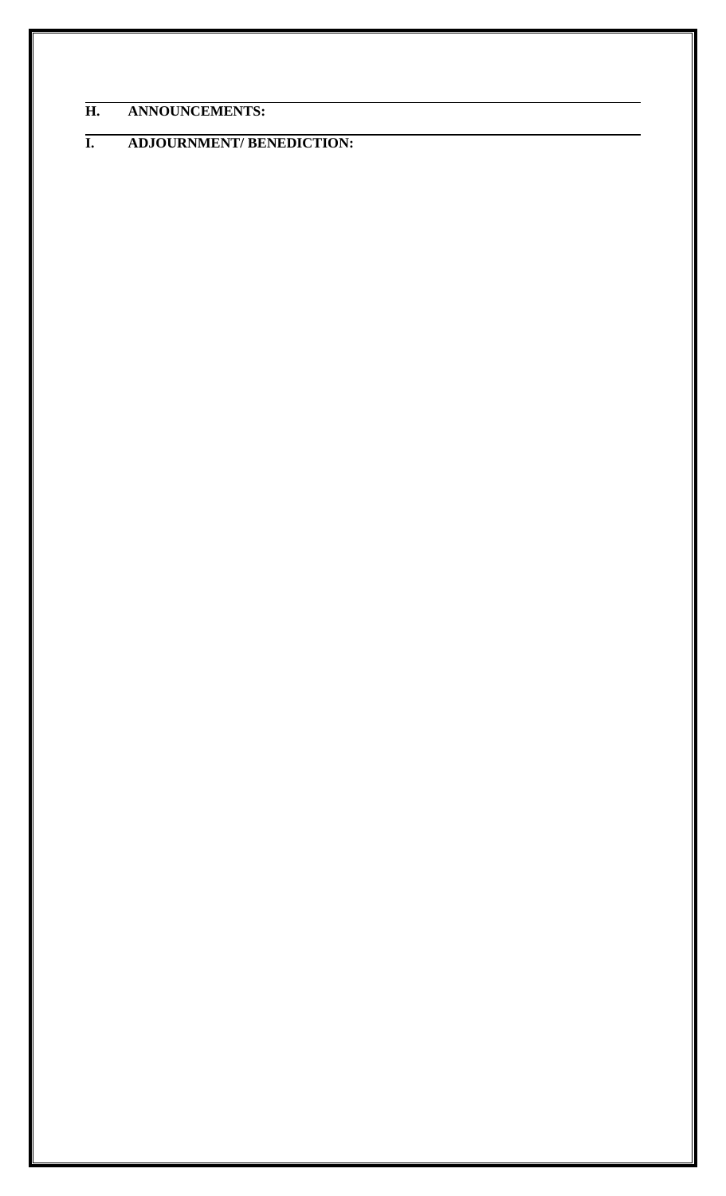## H. ANNOUNCEMENTS:

## I. ADJOURNMENT/ BENEDICTION: